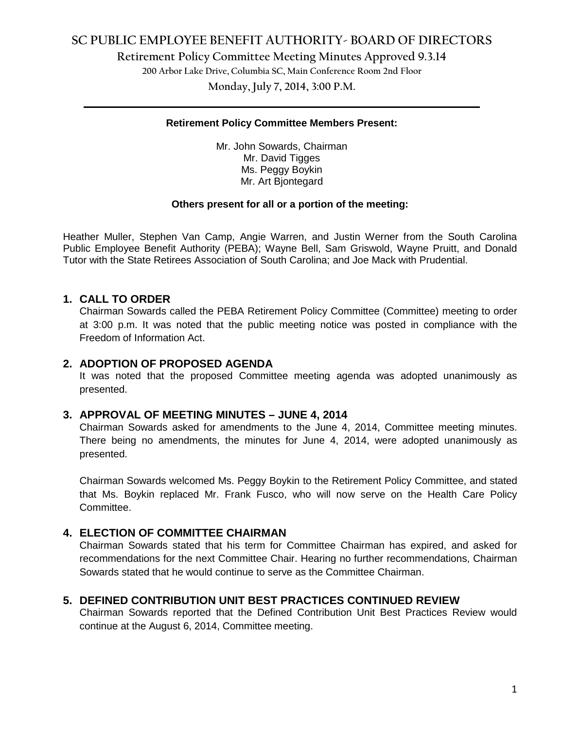# SC PUBLIC EMPLOYEE BENEFIT AUTHORITY- BOARD OF DIRECTORS

## Retirement Policy Committee Meeting Minutes Approved 9.3.14

200 Arbor Lake Drive, Columbia SC, Main Conference Room 2nd Floor

Monday, July 7, 2014, 3:00 P.M.

---

**Retirement Policy Committee Members Present:**

Mr. John Sowards, Chairman
Mr. David Tigges
Ms. Peggy Boykin
Mr. Art Bjontegard

**Others present for all or a portion of the meeting:**

Heather Muller, Stephen Van Camp, Angie Warren, and Justin Werner from the South Carolina Public Employee Benefit Authority (PEBA); Wayne Bell, Sam Griswold, Wayne Pruitt, and Donald Tutor with the State Retirees Association of South Carolina; and Joe Mack with Prudential.

### 1. CALL TO ORDER

Chairman Sowards called the PEBA Retirement Policy Committee (Committee) meeting to order at 3:00 p.m. It was noted that the public meeting notice was posted in compliance with the Freedom of Information Act.

### 2. ADOPTION OF PROPOSED AGENDA

It was noted that the proposed Committee meeting agenda was adopted unanimously as presented.

### 3. APPROVAL OF MEETING MINUTES – JUNE 4, 2014

Chairman Sowards asked for amendments to the June 4, 2014, Committee meeting minutes. There being no amendments, the minutes for June 4, 2014, were adopted unanimously as presented.

Chairman Sowards welcomed Ms. Peggy Boykin to the Retirement Policy Committee, and stated that Ms. Boykin replaced Mr. Frank Fusco, who will now serve on the Health Care Policy Committee.

### 4. ELECTION OF COMMITTEE CHAIRMAN

Chairman Sowards stated that his term for Committee Chairman has expired, and asked for recommendations for the next Committee Chair. Hearing no further recommendations, Chairman Sowards stated that he would continue to serve as the Committee Chairman.

### 5. DEFINED CONTRIBUTION UNIT BEST PRACTICES CONTINUED REVIEW

Chairman Sowards reported that the Defined Contribution Unit Best Practices Review would continue at the August 6, 2014, Committee meeting.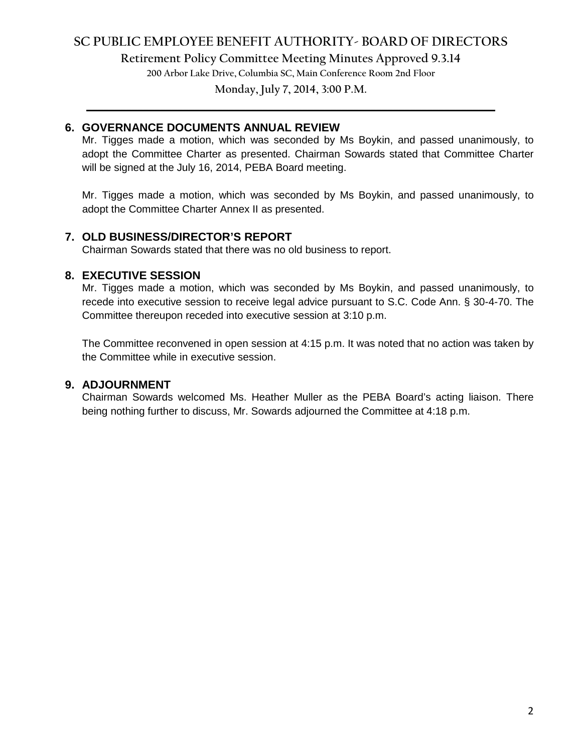## 6. GOVERNANCE DOCUMENTS ANNUAL REVIEW

Mr. Tigges made a motion, which was seconded by Ms Boykin, and passed unanimously, to adopt the Committee Charter as presented. Chairman Sowards stated that Committee Charter will be signed at the July 16, 2014, PEBA Board meeting.

Mr. Tigges made a motion, which was seconded by Ms Boykin, and passed unanimously, to adopt the Committee Charter Annex II as presented.

## 7. OLD BUSINESS/DIRECTOR'S REPORT

Chairman Sowards stated that there was no old business to report.

## 8. EXECUTIVE SESSION

Mr. Tigges made a motion, which was seconded by Ms Boykin, and passed unanimously, to recede into executive session to receive legal advice pursuant to S.C. Code Ann. § 30-4-70. The Committee thereupon receded into executive session at 3:10 p.m.

The Committee reconvened in open session at 4:15 p.m. It was noted that no action was taken by the Committee while in executive session.

## 9. ADJOURNMENT

Chairman Sowards welcomed Ms. Heather Muller as the PEBA Board's acting liaison. There being nothing further to discuss, Mr. Sowards adjourned the Committee at 4:18 p.m.